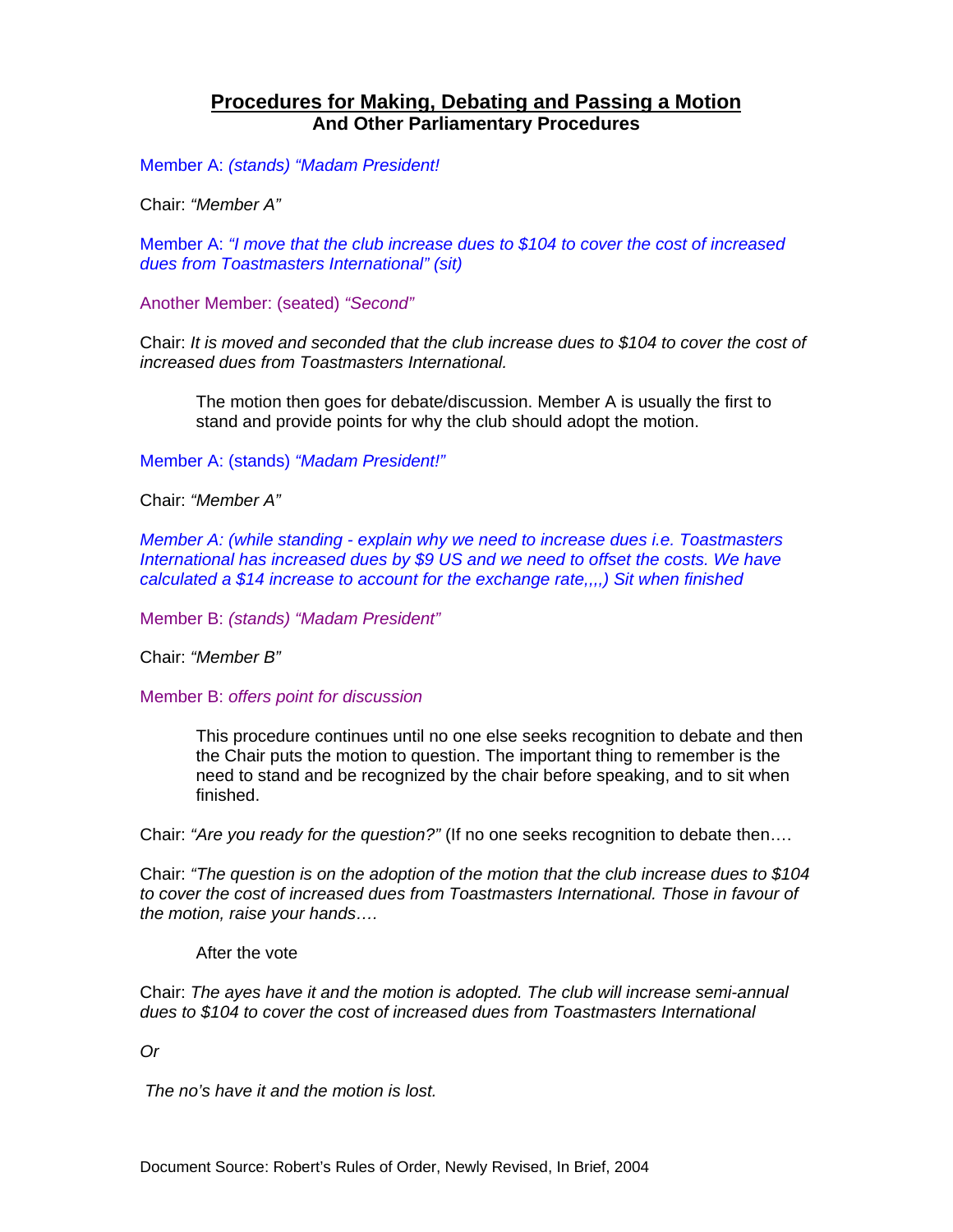# Procedures for Making, Debating and Passing a Motion
## And Other Parliamentary Procedures

Member A: *(stands) "Madam President!*

Chair: *"Member A"*

Member A: *"I move that the club increase dues to $104 to cover the cost of increased dues from Toastmasters International" (sit)*

Another Member: (seated) *"Second"*

Chair: *It is moved and seconded that the club increase dues to $104 to cover the cost of increased dues from Toastmasters International.*

> The motion then goes for debate/discussion. Member A is usually the first to stand and provide points for why the club should adopt the motion.

Member A: (stands) *"Madam President!"*

Chair: *"Member A"*

*Member A: (while standing - explain why we need to increase dues i.e. Toastmasters International has increased dues by $9 US and we need to offset the costs. We have calculated a $14 increase to account for the exchange rate,,,,) Sit when finished*

Member B: *(stands) "Madam President"*

Chair: *"Member B"*

Member B: *offers point for discussion*

> This procedure continues until no one else seeks recognition to debate and then the Chair puts the motion to question. The important thing to remember is the need to stand and be recognized by the chair before speaking, and to sit when finished.

Chair: *"Are you ready for the question?"* (If no one seeks recognition to debate then….

Chair: *"The question is on the adoption of the motion that the club increase dues to $104 to cover the cost of increased dues from Toastmasters International. Those in favour of the motion, raise your hands….*

> After the vote

Chair: *The ayes have it and the motion is adopted. The club will increase semi-annual dues to $104 to cover the cost of increased dues from Toastmasters International*

*Or*

*The no's have it and the motion is lost.*

Document Source: Robert's Rules of Order, Newly Revised, In Brief, 2004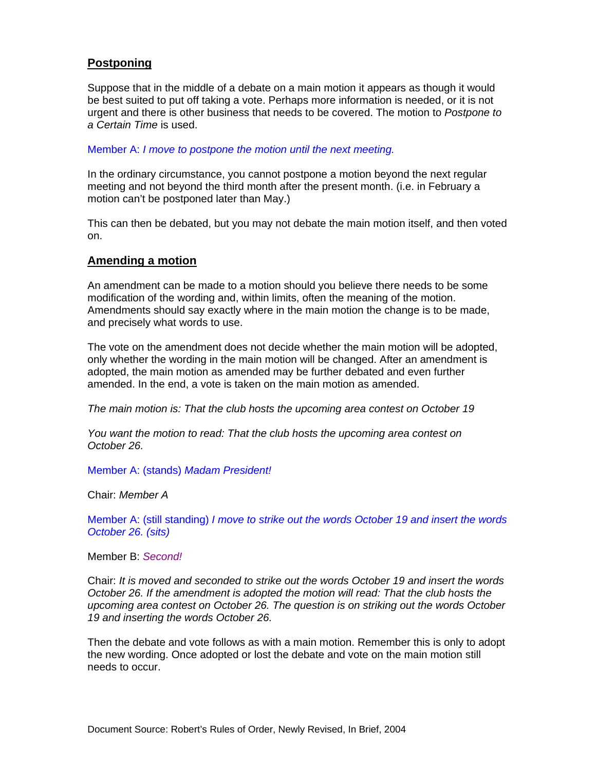## Postponing

Suppose that in the middle of a debate on a main motion it appears as though it would be best suited to put off taking a vote. Perhaps more information is needed, or it is not urgent and there is other business that needs to be covered. The motion to *Postpone to a Certain Time* is used.

Member A: *I move to postpone the motion until the next meeting.*

In the ordinary circumstance, you cannot postpone a motion beyond the next regular meeting and not beyond the third month after the present month. (i.e. in February a motion can't be postponed later than May.)

This can then be debated, but you may not debate the main motion itself, and then voted on.

## Amending a motion

An amendment can be made to a motion should you believe there needs to be some modification of the wording and, within limits, often the meaning of the motion. Amendments should say exactly where in the main motion the change is to be made, and precisely what words to use.

The vote on the amendment does not decide whether the main motion will be adopted, only whether the wording in the main motion will be changed. After an amendment is adopted, the main motion as amended may be further debated and even further amended. In the end, a vote is taken on the main motion as amended.

*The main motion is: That the club hosts the upcoming area contest on October 19*

*You want the motion to read: That the club hosts the upcoming area contest on October 26.*

Member A: (stands) *Madam President!*

Chair: *Member A*

Member A: (still standing) *I move to strike out the words October 19 and insert the words October 26. (sits)*

Member B: *Second!*

Chair: *It is moved and seconded to strike out the words October 19 and insert the words October 26. If the amendment is adopted the motion will read: That the club hosts the upcoming area contest on October 26. The question is on striking out the words October 19 and inserting the words October 26.*

Then the debate and vote follows as with a main motion. Remember this is only to adopt the new wording. Once adopted or lost the debate and vote on the main motion still needs to occur.

Document Source: Robert's Rules of Order, Newly Revised, In Brief, 2004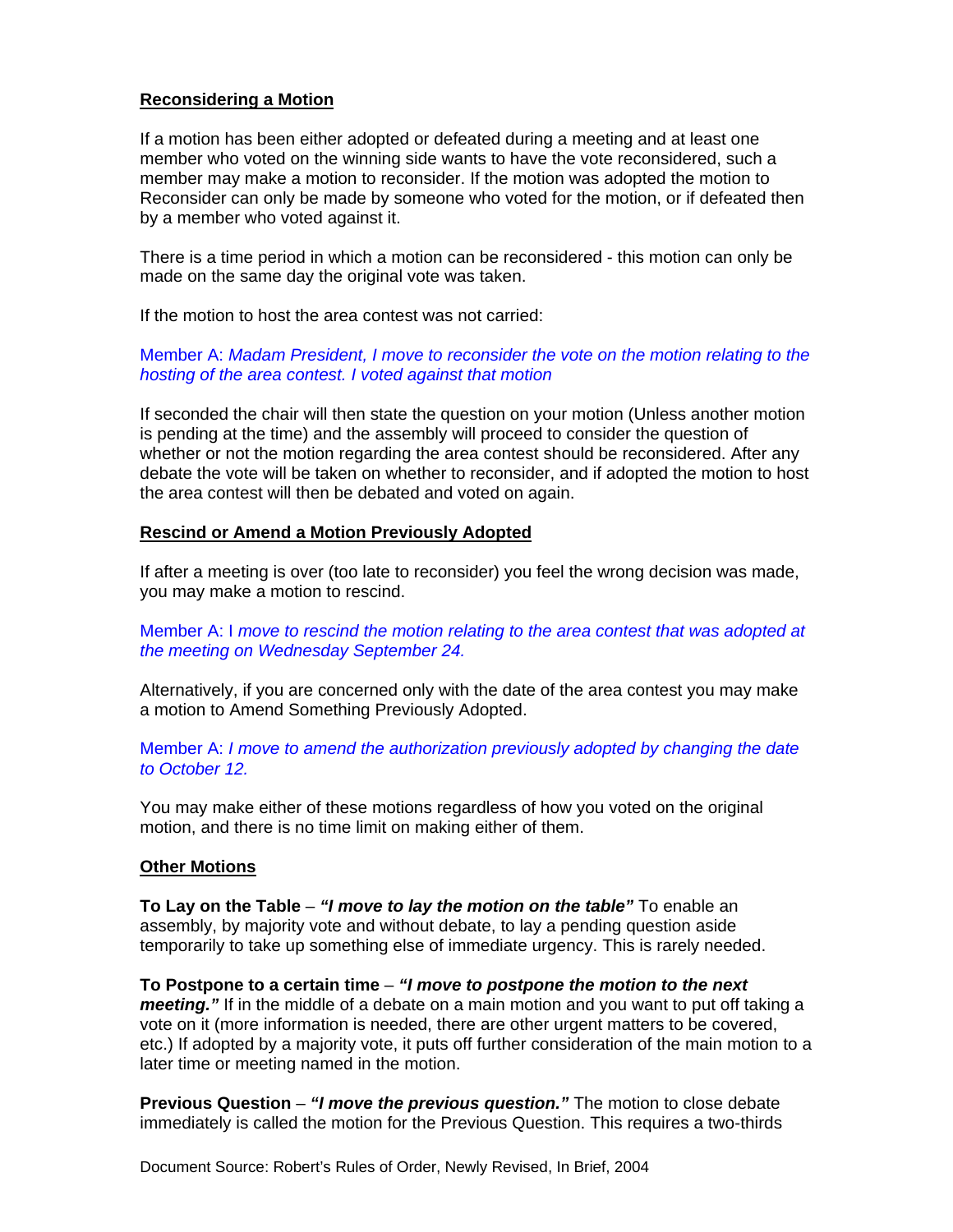## Reconsidering a Motion

If a motion has been either adopted or defeated during a meeting and at least one member who voted on the winning side wants to have the vote reconsidered, such a member may make a motion to reconsider. If the motion was adopted the motion to Reconsider can only be made by someone who voted for the motion, or if defeated then by a member who voted against it.

There is a time period in which a motion can be reconsidered - this motion can only be made on the same day the original vote was taken.

If the motion to host the area contest was not carried:

Member A: *Madam President, I move to reconsider the vote on the motion relating to the hosting of the area contest. I voted against that motion*

If seconded the chair will then state the question on your motion (Unless another motion is pending at the time) and the assembly will proceed to consider the question of whether or not the motion regarding the area contest should be reconsidered. After any debate the vote will be taken on whether to reconsider, and if adopted the motion to host the area contest will then be debated and voted on again.

## Rescind or Amend a Motion Previously Adopted

If after a meeting is over (too late to reconsider) you feel the wrong decision was made, you may make a motion to rescind.

Member A: I *move to rescind the motion relating to the area contest that was adopted at the meeting on Wednesday September 24.*

Alternatively, if you are concerned only with the date of the area contest you may make a motion to Amend Something Previously Adopted.

Member A: *I move to amend the authorization previously adopted by changing the date to October 12.*

You may make either of these motions regardless of how you voted on the original motion, and there is no time limit on making either of them.

## Other Motions

**To Lay on the Table** – ***"I move to lay the motion on the table"*** To enable an assembly, by majority vote and without debate, to lay a pending question aside temporarily to take up something else of immediate urgency. This is rarely needed.

**To Postpone to a certain time** – ***"I move to postpone the motion to the next meeting."*** If in the middle of a debate on a main motion and you want to put off taking a vote on it (more information is needed, there are other urgent matters to be covered, etc.) If adopted by a majority vote, it puts off further consideration of the main motion to a later time or meeting named in the motion.

**Previous Question** – ***"I move the previous question."*** The motion to close debate immediately is called the motion for the Previous Question. This requires a two-thirds

Document Source: Robert's Rules of Order, Newly Revised, In Brief, 2004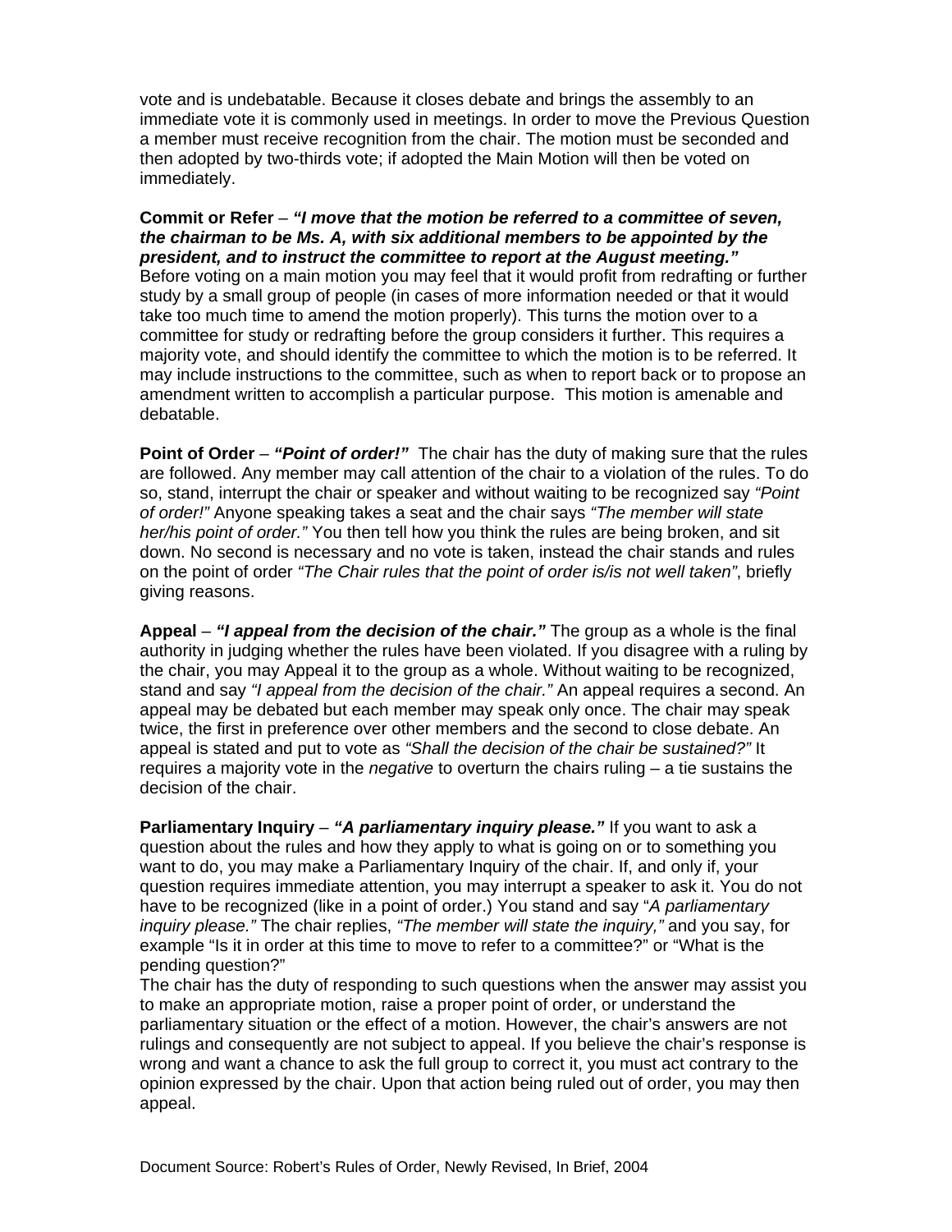vote and is undebatable. Because it closes debate and brings the assembly to an immediate vote it is commonly used in meetings. In order to move the Previous Question a member must receive recognition from the chair. The motion must be seconded and then adopted by two-thirds vote; if adopted the Main Motion will then be voted on immediately.

**Commit or Refer** – ***"I move that the motion be referred to a committee of seven, the chairman to be Ms. A, with six additional members to be appointed by the president, and to instruct the committee to report at the August meeting."***
Before voting on a main motion you may feel that it would profit from redrafting or further study by a small group of people (in cases of more information needed or that it would take too much time to amend the motion properly). This turns the motion over to a committee for study or redrafting before the group considers it further. This requires a majority vote, and should identify the committee to which the motion is to be referred. It may include instructions to the committee, such as when to report back or to propose an amendment written to accomplish a particular purpose. This motion is amenable and debatable.

**Point of Order** – ***"Point of order!"*** The chair has the duty of making sure that the rules are followed. Any member may call attention of the chair to a violation of the rules. To do so, stand, interrupt the chair or speaker and without waiting to be recognized say *"Point of order!"* Anyone speaking takes a seat and the chair says *"The member will state her/his point of order."* You then tell how you think the rules are being broken, and sit down. No second is necessary and no vote is taken, instead the chair stands and rules on the point of order *"The Chair rules that the point of order is/is not well taken"*, briefly giving reasons.

**Appeal** – ***"I appeal from the decision of the chair."*** The group as a whole is the final authority in judging whether the rules have been violated. If you disagree with a ruling by the chair, you may Appeal it to the group as a whole. Without waiting to be recognized, stand and say *"I appeal from the decision of the chair."* An appeal requires a second. An appeal may be debated but each member may speak only once. The chair may speak twice, the first in preference over other members and the second to close debate. An appeal is stated and put to vote as *"Shall the decision of the chair be sustained?"* It requires a majority vote in the *negative* to overturn the chairs ruling – a tie sustains the decision of the chair.

**Parliamentary Inquiry** – ***"A parliamentary inquiry please."*** If you want to ask a question about the rules and how they apply to what is going on or to something you want to do, you may make a Parliamentary Inquiry of the chair. If, and only if, your question requires immediate attention, you may interrupt a speaker to ask it. You do not have to be recognized (like in a point of order.) You stand and say "*A parliamentary inquiry please."* The chair replies, *"The member will state the inquiry,"* and you say, for example "Is it in order at this time to move to refer to a committee?" or "What is the pending question?"
The chair has the duty of responding to such questions when the answer may assist you to make an appropriate motion, raise a proper point of order, or understand the parliamentary situation or the effect of a motion. However, the chair's answers are not rulings and consequently are not subject to appeal. If you believe the chair's response is wrong and want a chance to ask the full group to correct it, you must act contrary to the opinion expressed by the chair. Upon that action being ruled out of order, you may then appeal.

Document Source: Robert's Rules of Order, Newly Revised, In Brief, 2004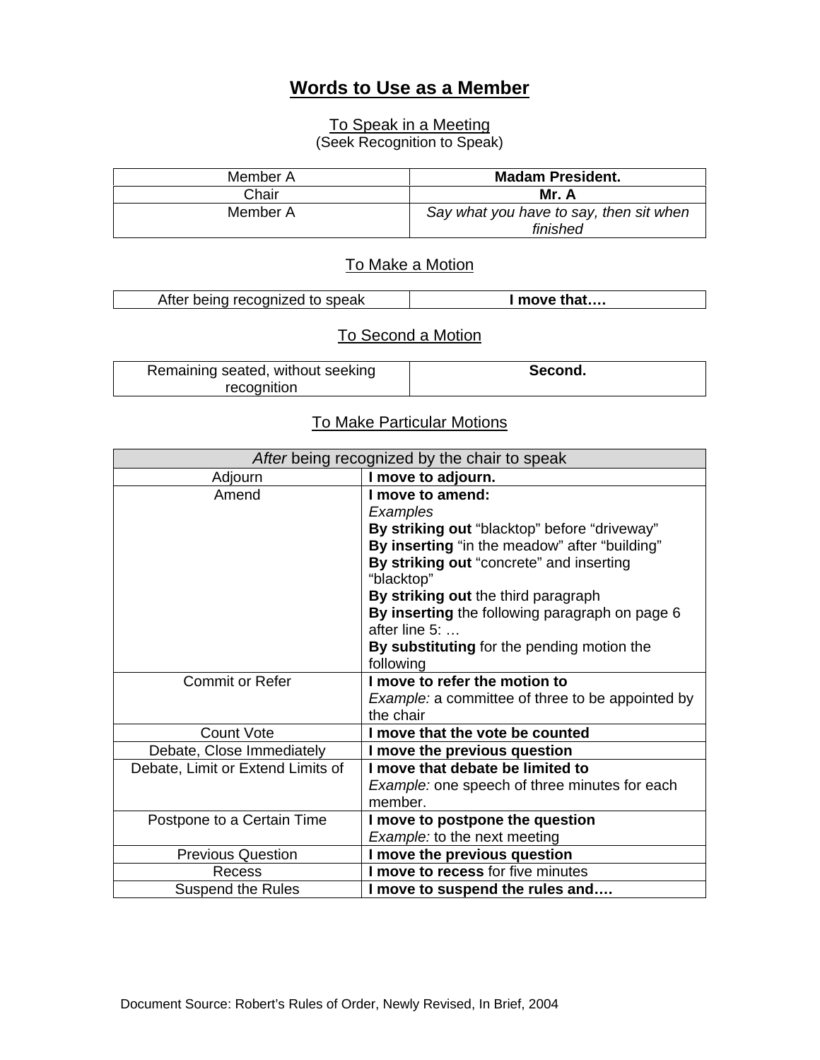# Words to Use as a Member

## To Speak in a Meeting

(Seek Recognition to Speak)

| | |
|---|---|
| Member A | **Madam President.** |
| Chair | **Mr. A** |
| Member A | *Say what you have to say, then sit when finished* |

## To Make a Motion

| | |
|---|---|
| After being recognized to speak | **I move that….** |

## To Second a Motion

| | |
|---|---|
| Remaining seated, without seeking recognition | **Second.** |

## To Make Particular Motions

| *After* being recognized by the chair to speak | |
|---|---|
| Adjourn | **I move to adjourn.** |
| Amend | **I move to amend:**<br>*Examples*<br>**By striking out** "blacktop" before "driveway"<br>**By inserting** "in the meadow" after "building"<br>**By striking out** "concrete" and inserting "blacktop"<br>**By striking out** the third paragraph<br>**By inserting** the following paragraph on page 6 after line 5: …<br>**By substituting** for the pending motion the following |
| Commit or Refer | **I move to refer the motion to**<br>*Example:* a committee of three to be appointed by the chair |
| Count Vote | **I move that the vote be counted** |
| Debate, Close Immediately | **I move the previous question** |
| Debate, Limit or Extend Limits of | **I move that debate be limited to**<br>*Example:* one speech of three minutes for each member. |
| Postpone to a Certain Time | **I move to postpone the question**<br>*Example:* to the next meeting |
| Previous Question | **I move the previous question** |
| Recess | **I move to recess** for five minutes |
| Suspend the Rules | **I move to suspend the rules and….** |

Document Source: Robert's Rules of Order, Newly Revised, In Brief, 2004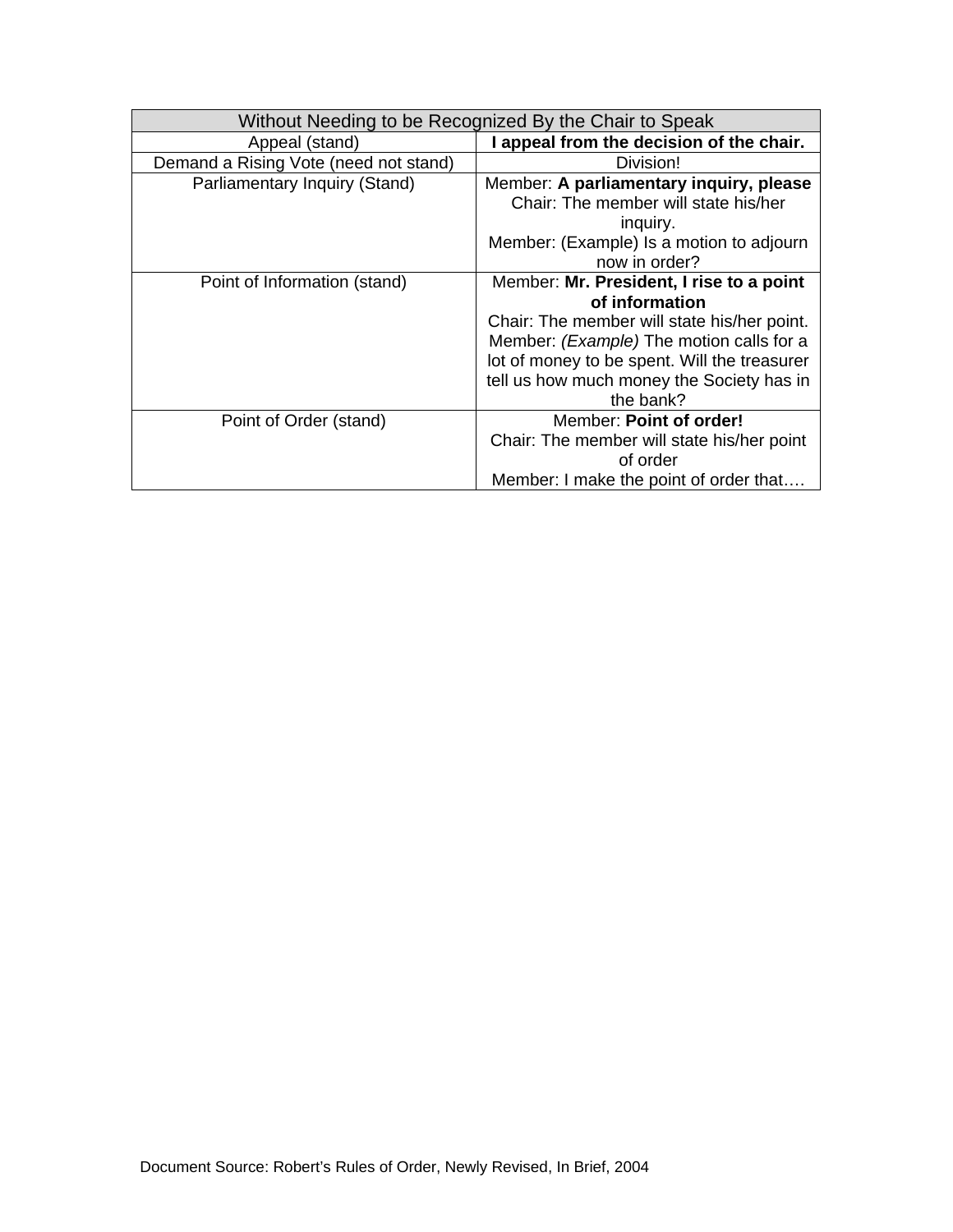| Without Needing to be Recognized By the Chair to Speak | |
|---|---|
| Appeal (stand) | **I appeal from the decision of the chair.** |
| Demand a Rising Vote (need not stand) | Division! |
| Parliamentary Inquiry (Stand) | Member: **A parliamentary inquiry, please** Chair: The member will state his/her inquiry. Member: (Example) Is a motion to adjourn now in order? |
| Point of Information (stand) | Member: **Mr. President, I rise to a point of information** Chair: The member will state his/her point. Member: *(Example)* The motion calls for a lot of money to be spent. Will the treasurer tell us how much money the Society has in the bank? |
| Point of Order (stand) | Member: **Point of order!** Chair: The member will state his/her point of order Member: I make the point of order that…. |

Document Source: Robert's Rules of Order, Newly Revised, In Brief, 2004